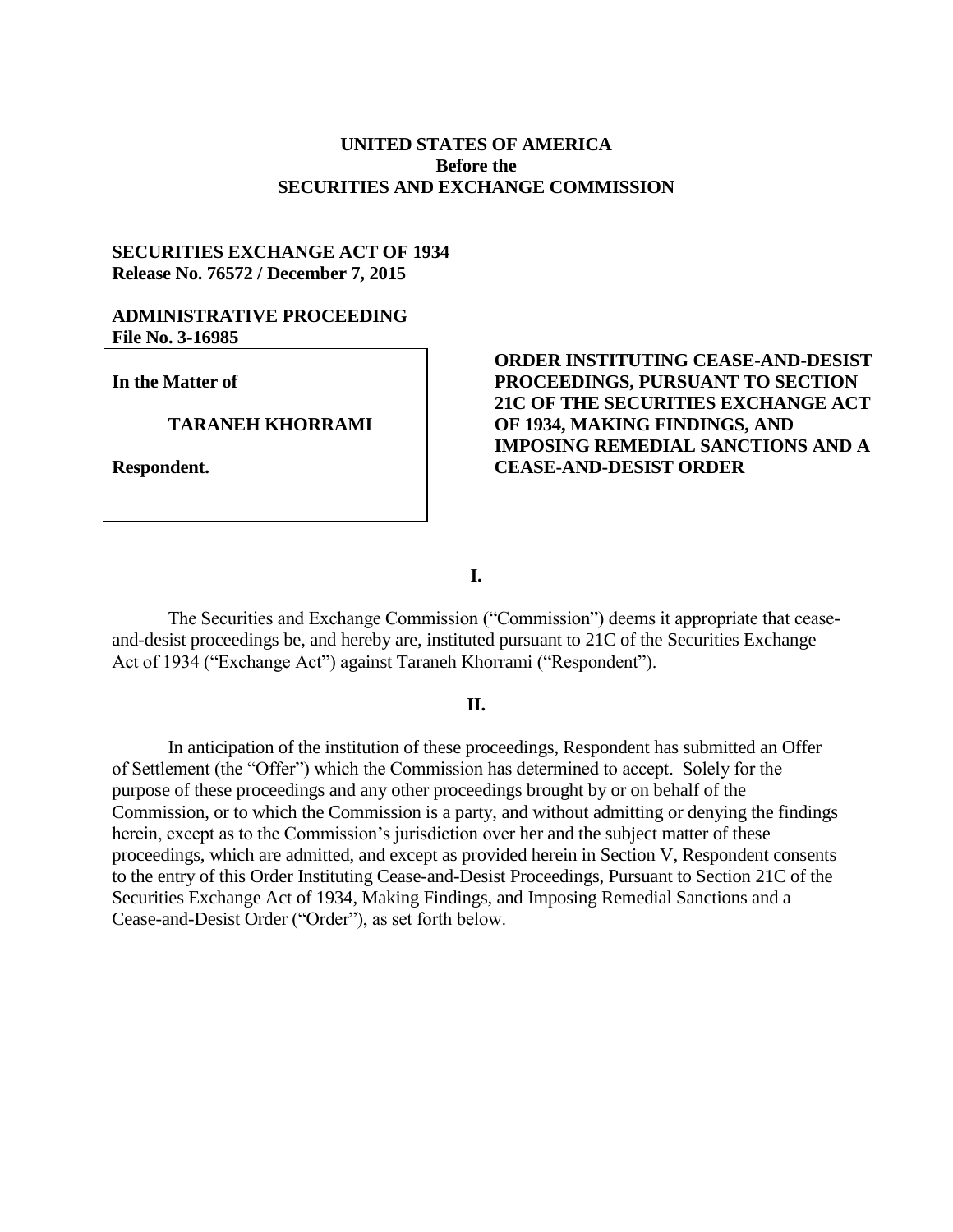**UNITED STATES OF AMERICA**
**Before the**
**SECURITIES AND EXCHANGE COMMISSION**

**SECURITIES EXCHANGE ACT OF 1934**
**Release No. 76572 / December 7, 2015**

**ADMINISTRATIVE PROCEEDING**
**File No. 3-16985**

**In the Matter of**

**TARANEH KHORRAMI**

**Respondent.**

**ORDER INSTITUTING CEASE-AND-DESIST PROCEEDINGS, PURSUANT TO SECTION 21C OF THE SECURITIES EXCHANGE ACT OF 1934, MAKING FINDINGS, AND IMPOSING REMEDIAL SANCTIONS AND A CEASE-AND-DESIST ORDER**

**I.**

The Securities and Exchange Commission ("Commission") deems it appropriate that cease-and-desist proceedings be, and hereby are, instituted pursuant to 21C of the Securities Exchange Act of 1934 ("Exchange Act") against Taraneh Khorrami ("Respondent").

**II.**

In anticipation of the institution of these proceedings, Respondent has submitted an Offer of Settlement (the "Offer") which the Commission has determined to accept. Solely for the purpose of these proceedings and any other proceedings brought by or on behalf of the Commission, or to which the Commission is a party, and without admitting or denying the findings herein, except as to the Commission's jurisdiction over her and the subject matter of these proceedings, which are admitted, and except as provided herein in Section V, Respondent consents to the entry of this Order Instituting Cease-and-Desist Proceedings, Pursuant to Section 21C of the Securities Exchange Act of 1934, Making Findings, and Imposing Remedial Sanctions and a Cease-and-Desist Order ("Order"), as set forth below.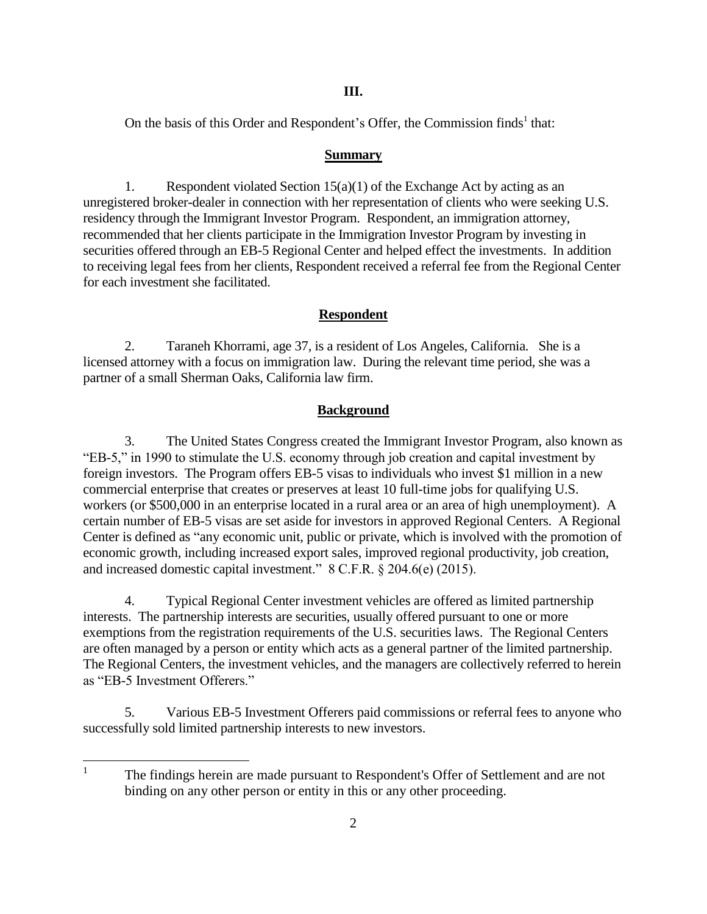## III.

On the basis of this Order and Respondent's Offer, the Commission finds[1] that:

### Summary

1. Respondent violated Section 15(a)(1) of the Exchange Act by acting as an unregistered broker-dealer in connection with her representation of clients who were seeking U.S. residency through the Immigrant Investor Program. Respondent, an immigration attorney, recommended that her clients participate in the Immigration Investor Program by investing in securities offered through an EB-5 Regional Center and helped effect the investments. In addition to receiving legal fees from her clients, Respondent received a referral fee from the Regional Center for each investment she facilitated.

### Respondent

2. Taraneh Khorrami, age 37, is a resident of Los Angeles, California. She is a licensed attorney with a focus on immigration law. During the relevant time period, she was a partner of a small Sherman Oaks, California law firm.

### Background

3. The United States Congress created the Immigrant Investor Program, also known as "EB-5," in 1990 to stimulate the U.S. economy through job creation and capital investment by foreign investors. The Program offers EB-5 visas to individuals who invest $1 million in a new commercial enterprise that creates or preserves at least 10 full-time jobs for qualifying U.S. workers (or $500,000 in an enterprise located in a rural area or an area of high unemployment). A certain number of EB-5 visas are set aside for investors in approved Regional Centers. A Regional Center is defined as "any economic unit, public or private, which is involved with the promotion of economic growth, including increased export sales, improved regional productivity, job creation, and increased domestic capital investment." 8 C.F.R. § 204.6(e) (2015).

4. Typical Regional Center investment vehicles are offered as limited partnership interests. The partnership interests are securities, usually offered pursuant to one or more exemptions from the registration requirements of the U.S. securities laws. The Regional Centers are often managed by a person or entity which acts as a general partner of the limited partnership. The Regional Centers, the investment vehicles, and the managers are collectively referred to herein as "EB-5 Investment Offerers."

5. Various EB-5 Investment Offerers paid commissions or referral fees to anyone who successfully sold limited partnership interests to new investors.

[1] The findings herein are made pursuant to Respondent's Offer of Settlement and are not binding on any other person or entity in this or any other proceeding.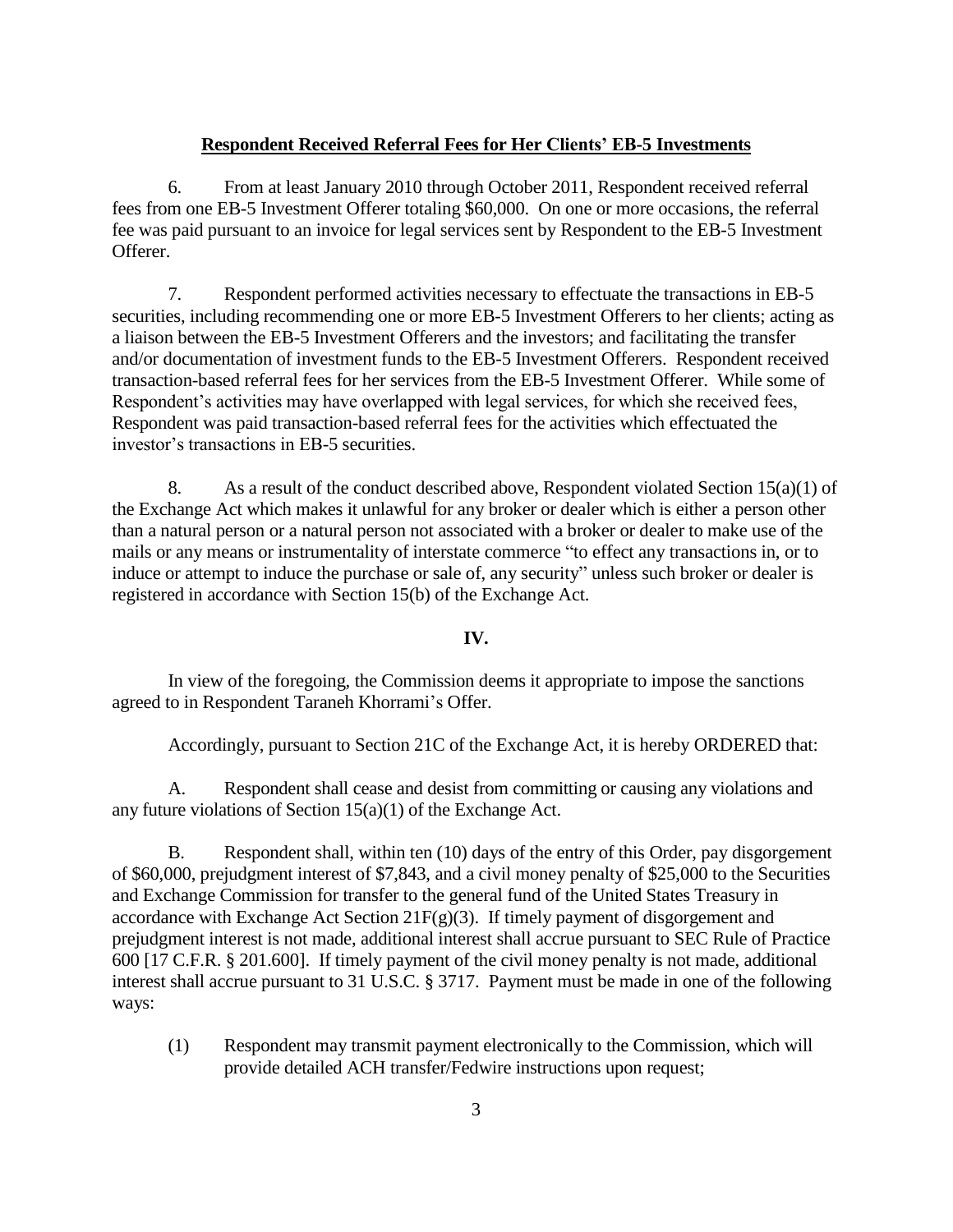**Respondent Received Referral Fees for Her Clients' EB-5 Investments**

6. From at least January 2010 through October 2011, Respondent received referral fees from one EB-5 Investment Offerer totaling $60,000. On one or more occasions, the referral fee was paid pursuant to an invoice for legal services sent by Respondent to the EB-5 Investment Offerer.

7. Respondent performed activities necessary to effectuate the transactions in EB-5 securities, including recommending one or more EB-5 Investment Offerers to her clients; acting as a liaison between the EB-5 Investment Offerers and the investors; and facilitating the transfer and/or documentation of investment funds to the EB-5 Investment Offerers. Respondent received transaction-based referral fees for her services from the EB-5 Investment Offerer. While some of Respondent's activities may have overlapped with legal services, for which she received fees, Respondent was paid transaction-based referral fees for the activities which effectuated the investor's transactions in EB-5 securities.

8. As a result of the conduct described above, Respondent violated Section 15(a)(1) of the Exchange Act which makes it unlawful for any broker or dealer which is either a person other than a natural person or a natural person not associated with a broker or dealer to make use of the mails or any means or instrumentality of interstate commerce "to effect any transactions in, or to induce or attempt to induce the purchase or sale of, any security" unless such broker or dealer is registered in accordance with Section 15(b) of the Exchange Act.

**IV.**

In view of the foregoing, the Commission deems it appropriate to impose the sanctions agreed to in Respondent Taraneh Khorrami's Offer.

Accordingly, pursuant to Section 21C of the Exchange Act, it is hereby ORDERED that:

A. Respondent shall cease and desist from committing or causing any violations and any future violations of Section 15(a)(1) of the Exchange Act.

B. Respondent shall, within ten (10) days of the entry of this Order, pay disgorgement of $60,000, prejudgment interest of $7,843, and a civil money penalty of $25,000 to the Securities and Exchange Commission for transfer to the general fund of the United States Treasury in accordance with Exchange Act Section 21F(g)(3). If timely payment of disgorgement and prejudgment interest is not made, additional interest shall accrue pursuant to SEC Rule of Practice 600 [17 C.F.R. § 201.600]. If timely payment of the civil money penalty is not made, additional interest shall accrue pursuant to 31 U.S.C. § 3717. Payment must be made in one of the following ways:

(1) Respondent may transmit payment electronically to the Commission, which will provide detailed ACH transfer/Fedwire instructions upon request;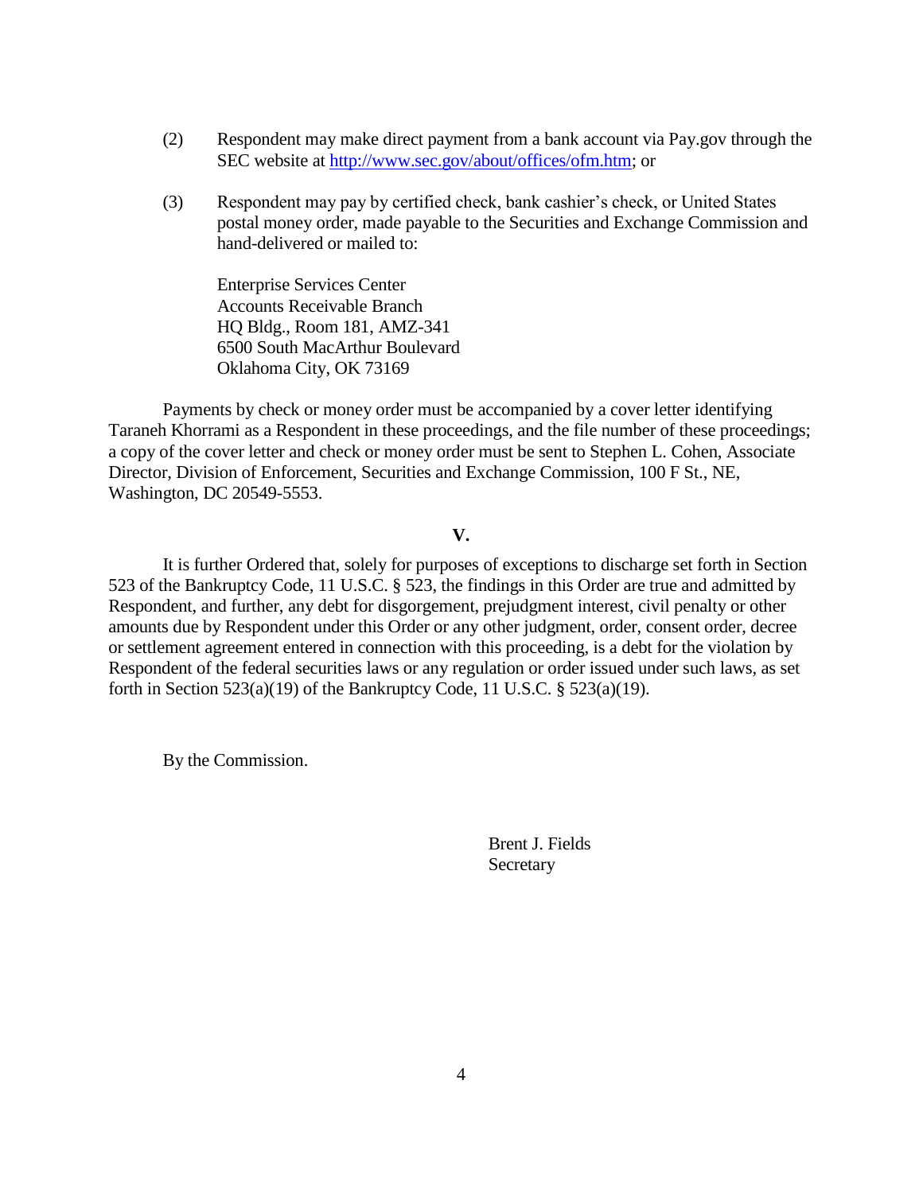(2) Respondent may make direct payment from a bank account via Pay.gov through the SEC website at http://www.sec.gov/about/offices/ofm.htm; or

(3) Respondent may pay by certified check, bank cashier's check, or United States postal money order, made payable to the Securities and Exchange Commission and hand-delivered or mailed to:

Enterprise Services Center
Accounts Receivable Branch
HQ Bldg., Room 181, AMZ-341
6500 South MacArthur Boulevard
Oklahoma City, OK 73169

Payments by check or money order must be accompanied by a cover letter identifying Taraneh Khorrami as a Respondent in these proceedings, and the file number of these proceedings; a copy of the cover letter and check or money order must be sent to Stephen L. Cohen, Associate Director, Division of Enforcement, Securities and Exchange Commission, 100 F St., NE, Washington, DC 20549-5553.

## V.

It is further Ordered that, solely for purposes of exceptions to discharge set forth in Section 523 of the Bankruptcy Code, 11 U.S.C. § 523, the findings in this Order are true and admitted by Respondent, and further, any debt for disgorgement, prejudgment interest, civil penalty or other amounts due by Respondent under this Order or any other judgment, order, consent order, decree or settlement agreement entered in connection with this proceeding, is a debt for the violation by Respondent of the federal securities laws or any regulation or order issued under such laws, as set forth in Section 523(a)(19) of the Bankruptcy Code, 11 U.S.C. § 523(a)(19).

By the Commission.

Brent J. Fields
Secretary